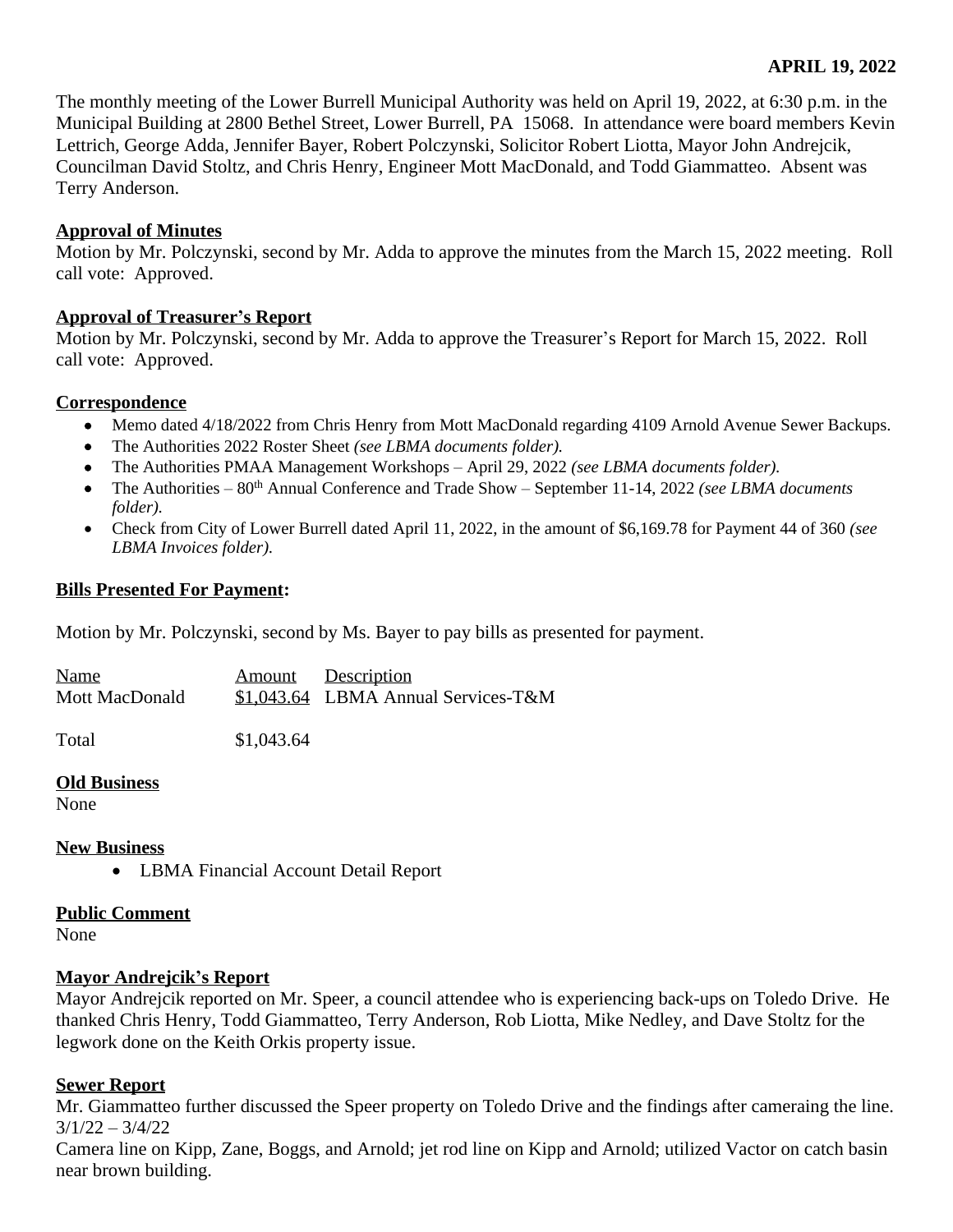**APRIL 19, 2022**

The monthly meeting of the Lower Burrell Municipal Authority was held on April 19, 2022, at 6:30 p.m. in the Municipal Building at 2800 Bethel Street, Lower Burrell, PA 15068. In attendance were board members Kevin Lettrich, George Adda, Jennifer Bayer, Robert Polczynski, Solicitor Robert Liotta, Mayor John Andrejcik, Councilman David Stoltz, and Chris Henry, Engineer Mott MacDonald, and Todd Giammatteo. Absent was Terry Anderson.

**Approval of Minutes**

Motion by Mr. Polczynski, second by Mr. Adda to approve the minutes from the March 15, 2022 meeting. Roll call vote: Approved.

**Approval of Treasurer's Report**

Motion by Mr. Polczynski, second by Mr. Adda to approve the Treasurer's Report for March 15, 2022. Roll call vote: Approved.

**Correspondence**

- Memo dated 4/18/2022 from Chris Henry from Mott MacDonald regarding 4109 Arnold Avenue Sewer Backups.
- The Authorities 2022 Roster Sheet *(see LBMA documents folder).*
- The Authorities PMAA Management Workshops – April 29, 2022 *(see LBMA documents folder).*
- The Authorities – 80th Annual Conference and Trade Show – September 11-14, 2022 *(see LBMA documents folder).*
- Check from City of Lower Burrell dated April 11, 2022, in the amount of $6,169.78 for Payment 44 of 360 *(see LBMA Invoices folder).*

**Bills Presented For Payment:**

Motion by Mr. Polczynski, second by Ms. Bayer to pay bills as presented for payment.

| Name | Amount | Description |
| --- | --- | --- |
| Mott MacDonald | $1,043.64 | LBMA Annual Services-T&M |
| | | |
| Total | $1,043.64 | |

**Old Business**

None

**New Business**

- LBMA Financial Account Detail Report

**Public Comment**

None

**Mayor Andrejcik's Report**

Mayor Andrejcik reported on Mr. Speer, a council attendee who is experiencing back-ups on Toledo Drive. He thanked Chris Henry, Todd Giammatteo, Terry Anderson, Rob Liotta, Mike Nedley, and Dave Stoltz for the legwork done on the Keith Orkis property issue.

**Sewer Report**

Mr. Giammatteo further discussed the Speer property on Toledo Drive and the findings after cameraing the line.
3/1/22 – 3/4/22
Camera line on Kipp, Zane, Boggs, and Arnold; jet rod line on Kipp and Arnold; utilized Vactor on catch basin near brown building.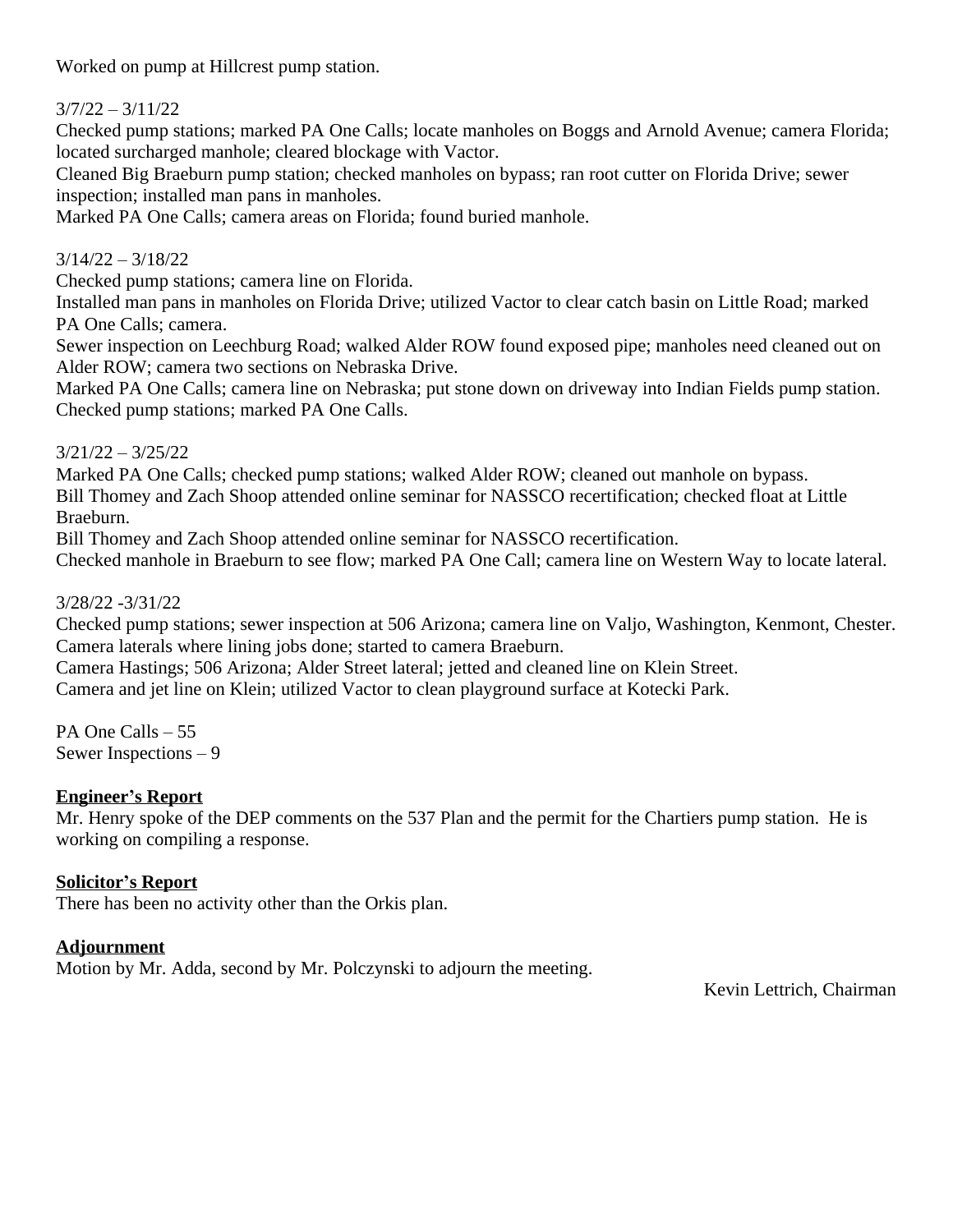Worked on pump at Hillcrest pump station.

3/7/22 – 3/11/22
Checked pump stations; marked PA One Calls; locate manholes on Boggs and Arnold Avenue; camera Florida; located surcharged manhole; cleared blockage with Vactor.
Cleaned Big Braeburn pump station; checked manholes on bypass; ran root cutter on Florida Drive; sewer inspection; installed man pans in manholes.
Marked PA One Calls; camera areas on Florida; found buried manhole.

3/14/22 – 3/18/22
Checked pump stations; camera line on Florida.
Installed man pans in manholes on Florida Drive; utilized Vactor to clear catch basin on Little Road; marked PA One Calls; camera.
Sewer inspection on Leechburg Road; walked Alder ROW found exposed pipe; manholes need cleaned out on Alder ROW; camera two sections on Nebraska Drive.
Marked PA One Calls; camera line on Nebraska; put stone down on driveway into Indian Fields pump station.
Checked pump stations; marked PA One Calls.

3/21/22 – 3/25/22
Marked PA One Calls; checked pump stations; walked Alder ROW; cleaned out manhole on bypass.
Bill Thomey and Zach Shoop attended online seminar for NASSCO recertification; checked float at Little Braeburn.
Bill Thomey and Zach Shoop attended online seminar for NASSCO recertification.
Checked manhole in Braeburn to see flow; marked PA One Call; camera line on Western Way to locate lateral.

3/28/22 -3/31/22
Checked pump stations; sewer inspection at 506 Arizona; camera line on Valjo, Washington, Kenmont, Chester.
Camera laterals where lining jobs done; started to camera Braeburn.
Camera Hastings; 506 Arizona; Alder Street lateral; jetted and cleaned line on Klein Street.
Camera and jet line on Klein; utilized Vactor to clean playground surface at Kotecki Park.

PA One Calls – 55
Sewer Inspections – 9

**Engineer's Report**

Mr. Henry spoke of the DEP comments on the 537 Plan and the permit for the Chartiers pump station. He is working on compiling a response.

**Solicitor's Report**

There has been no activity other than the Orkis plan.

**Adjournment**

Motion by Mr. Adda, second by Mr. Polczynski to adjourn the meeting.

Kevin Lettrich, Chairman